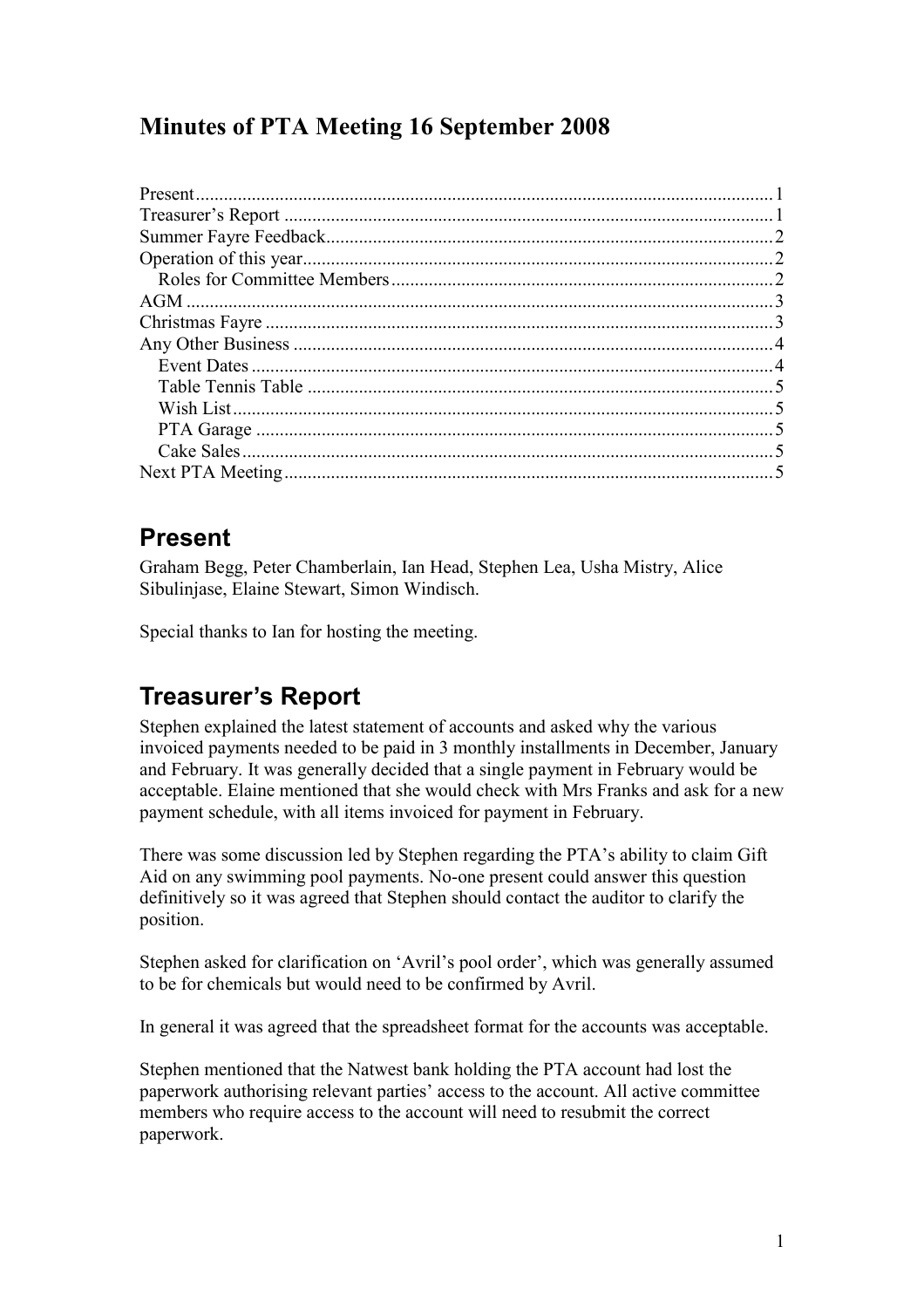# Minutes of PTA Meeting 16 September 2008

Present....1
Treasurer's Report....1
Summer Fayre Feedback....2
Operation of this year....2
  Roles for Committee Members....2
AGM....3
Christmas Fayre....3
Any Other Business....4
  Event Dates....4
  Table Tennis Table....5
  Wish List....5
  PTA Garage....5
  Cake Sales....5
Next PTA Meeting....5

## Present

Graham Begg, Peter Chamberlain, Ian Head, Stephen Lea, Usha Mistry, Alice Sibulinjase, Elaine Stewart, Simon Windisch.

Special thanks to Ian for hosting the meeting.

## Treasurer's Report

Stephen explained the latest statement of accounts and asked why the various invoiced payments needed to be paid in 3 monthly installments in December, January and February. It was generally decided that a single payment in February would be acceptable. Elaine mentioned that she would check with Mrs Franks and ask for a new payment schedule, with all items invoiced for payment in February.

There was some discussion led by Stephen regarding the PTA's ability to claim Gift Aid on any swimming pool payments. No-one present could answer this question definitively so it was agreed that Stephen should contact the auditor to clarify the position.

Stephen asked for clarification on 'Avril's pool order', which was generally assumed to be for chemicals but would need to be confirmed by Avril.

In general it was agreed that the spreadsheet format for the accounts was acceptable.

Stephen mentioned that the Natwest bank holding the PTA account had lost the paperwork authorising relevant parties' access to the account. All active committee members who require access to the account will need to resubmit the correct paperwork.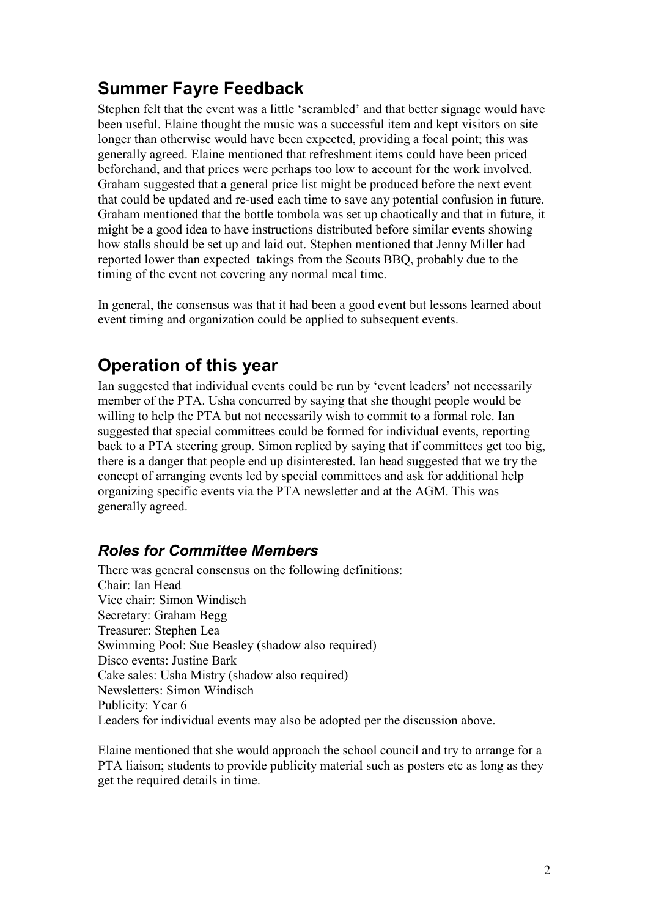## Summer Fayre Feedback

Stephen felt that the event was a little 'scrambled' and that better signage would have been useful. Elaine thought the music was a successful item and kept visitors on site longer than otherwise would have been expected, providing a focal point; this was generally agreed. Elaine mentioned that refreshment items could have been priced beforehand, and that prices were perhaps too low to account for the work involved. Graham suggested that a general price list might be produced before the next event that could be updated and re-used each time to save any potential confusion in future. Graham mentioned that the bottle tombola was set up chaotically and that in future, it might be a good idea to have instructions distributed before similar events showing how stalls should be set up and laid out. Stephen mentioned that Jenny Miller had reported lower than expected  takings from the Scouts BBQ, probably due to the timing of the event not covering any normal meal time.

In general, the consensus was that it had been a good event but lessons learned about event timing and organization could be applied to subsequent events.

## Operation of this year

Ian suggested that individual events could be run by 'event leaders' not necessarily member of the PTA. Usha concurred by saying that she thought people would be willing to help the PTA but not necessarily wish to commit to a formal role. Ian suggested that special committees could be formed for individual events, reporting back to a PTA steering group. Simon replied by saying that if committees get too big, there is a danger that people end up disinterested. Ian head suggested that we try the concept of arranging events led by special committees and ask for additional help organizing specific events via the PTA newsletter and at the AGM. This was generally agreed.

### *Roles for Committee Members*

There was general consensus on the following definitions:
Chair: Ian Head
Vice chair: Simon Windisch
Secretary: Graham Begg
Treasurer: Stephen Lea
Swimming Pool: Sue Beasley (shadow also required)
Disco events: Justine Bark
Cake sales: Usha Mistry (shadow also required)
Newsletters: Simon Windisch
Publicity: Year 6
Leaders for individual events may also be adopted per the discussion above.

Elaine mentioned that she would approach the school council and try to arrange for a PTA liaison; students to provide publicity material such as posters etc as long as they get the required details in time.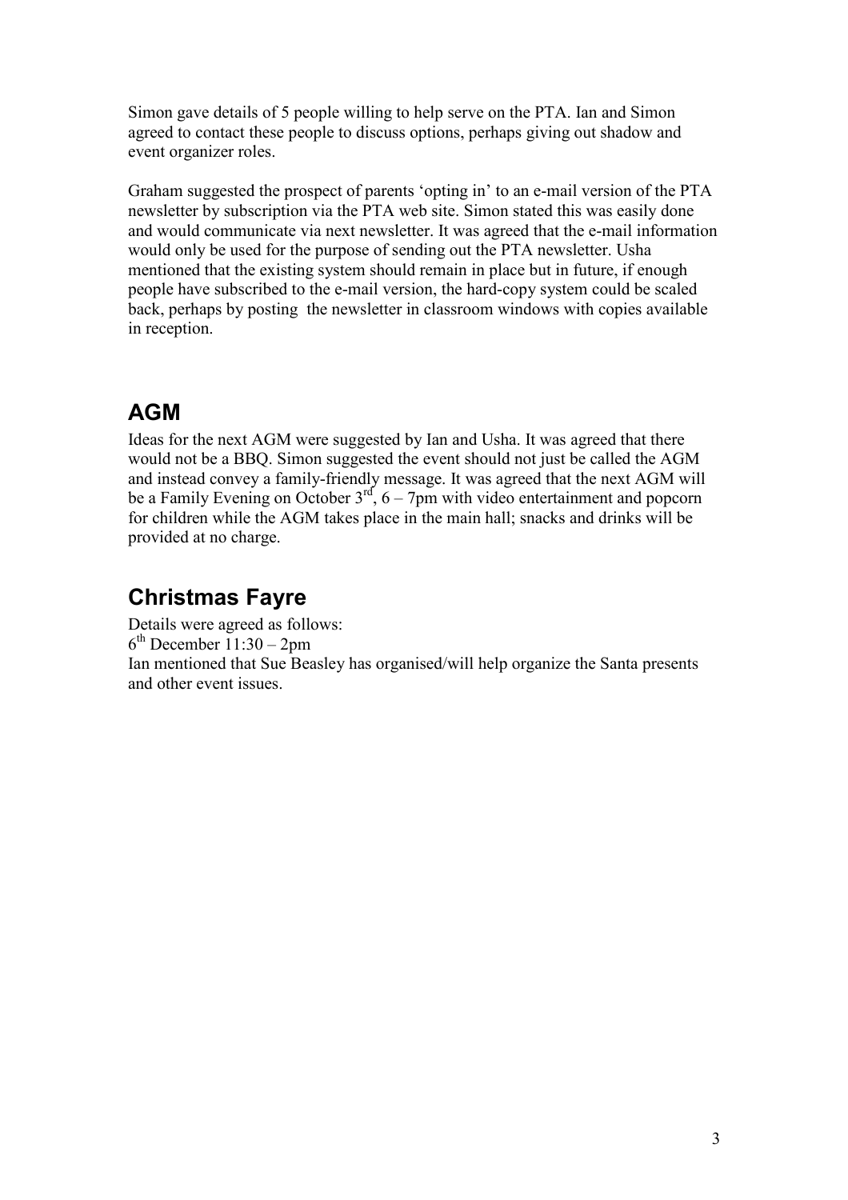Simon gave details of 5 people willing to help serve on the PTA. Ian and Simon agreed to contact these people to discuss options, perhaps giving out shadow and event organizer roles.

Graham suggested the prospect of parents 'opting in' to an e-mail version of the PTA newsletter by subscription via the PTA web site. Simon stated this was easily done and would communicate via next newsletter. It was agreed that the e-mail information would only be used for the purpose of sending out the PTA newsletter. Usha mentioned that the existing system should remain in place but in future, if enough people have subscribed to the e-mail version, the hard-copy system could be scaled back, perhaps by posting the newsletter in classroom windows with copies available in reception.

## AGM

Ideas for the next AGM were suggested by Ian and Usha. It was agreed that there would not be a BBQ. Simon suggested the event should not just be called the AGM and instead convey a family-friendly message. It was agreed that the next AGM will be a Family Evening on October 3rd, 6 – 7pm with video entertainment and popcorn for children while the AGM takes place in the main hall; snacks and drinks will be provided at no charge.

## Christmas Fayre

Details were agreed as follows:
6th December 11:30 – 2pm
Ian mentioned that Sue Beasley has organised/will help organize the Santa presents and other event issues.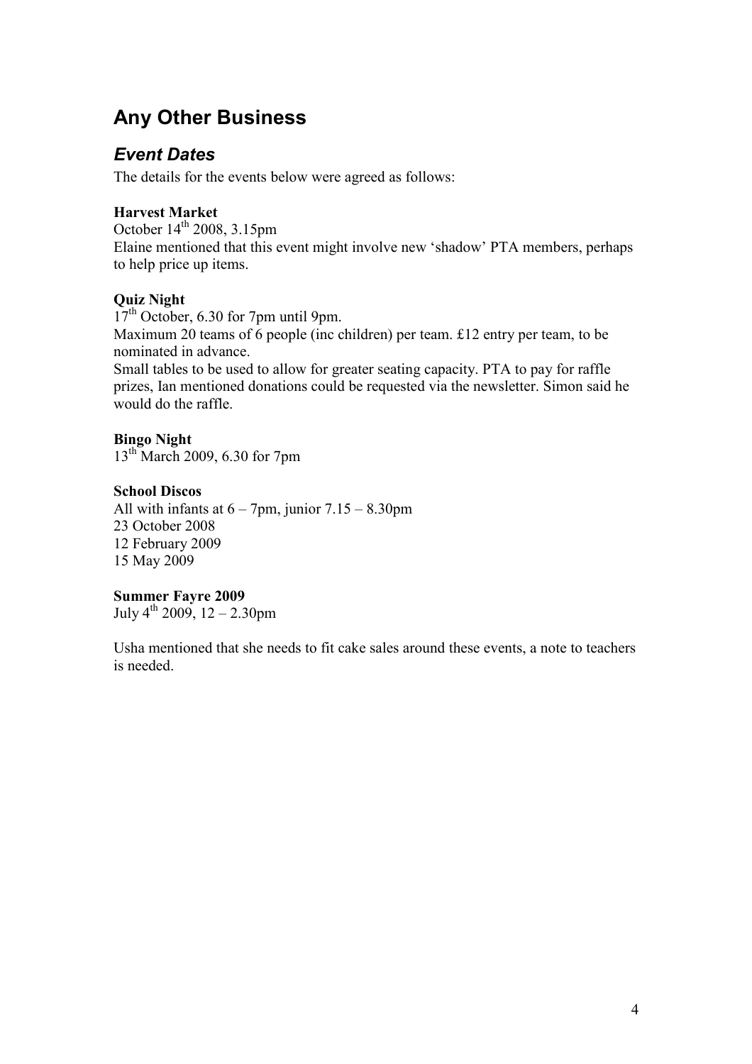## Any Other Business

### *Event Dates*

The details for the events below were agreed as follows:

**Harvest Market**
October 14th 2008, 3.15pm
Elaine mentioned that this event might involve new 'shadow' PTA members, perhaps to help price up items.

**Quiz Night**
17th October, 6.30 for 7pm until 9pm.
Maximum 20 teams of 6 people (inc children) per team. £12 entry per team, to be nominated in advance.
Small tables to be used to allow for greater seating capacity. PTA to pay for raffle prizes, Ian mentioned donations could be requested via the newsletter. Simon said he would do the raffle.

**Bingo Night**
13th March 2009, 6.30 for 7pm

**School Discos**
All with infants at 6 – 7pm, junior 7.15 – 8.30pm
23 October 2008
12 February 2009
15 May 2009

**Summer Fayre 2009**
July 4th 2009, 12 – 2.30pm

Usha mentioned that she needs to fit cake sales around these events, a note to teachers is needed.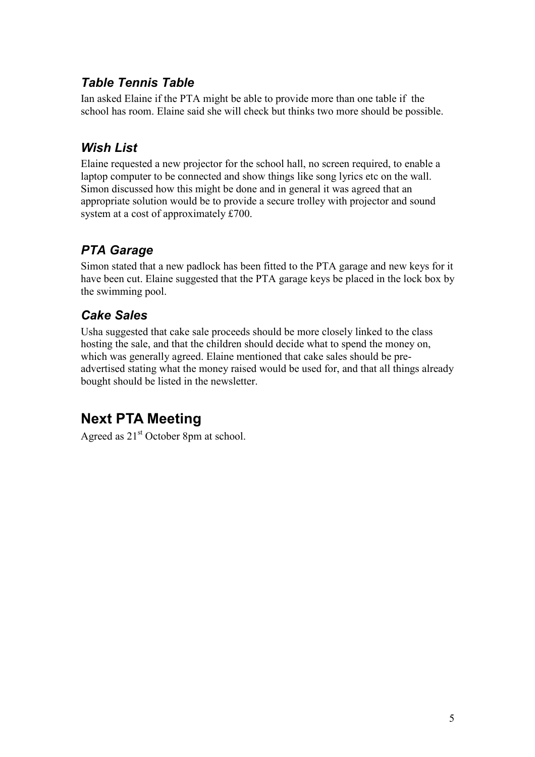### *Table Tennis Table*

Ian asked Elaine if the PTA might be able to provide more than one table if the school has room. Elaine said she will check but thinks two more should be possible.

### *Wish List*

Elaine requested a new projector for the school hall, no screen required, to enable a laptop computer to be connected and show things like song lyrics etc on the wall. Simon discussed how this might be done and in general it was agreed that an appropriate solution would be to provide a secure trolley with projector and sound system at a cost of approximately £700.

### *PTA Garage*

Simon stated that a new padlock has been fitted to the PTA garage and new keys for it have been cut. Elaine suggested that the PTA garage keys be placed in the lock box by the swimming pool.

### *Cake Sales*

Usha suggested that cake sale proceeds should be more closely linked to the class hosting the sale, and that the children should decide what to spend the money on, which was generally agreed. Elaine mentioned that cake sales should be pre-advertised stating what the money raised would be used for, and that all things already bought should be listed in the newsletter.

## Next PTA Meeting

Agreed as 21st October 8pm at school.